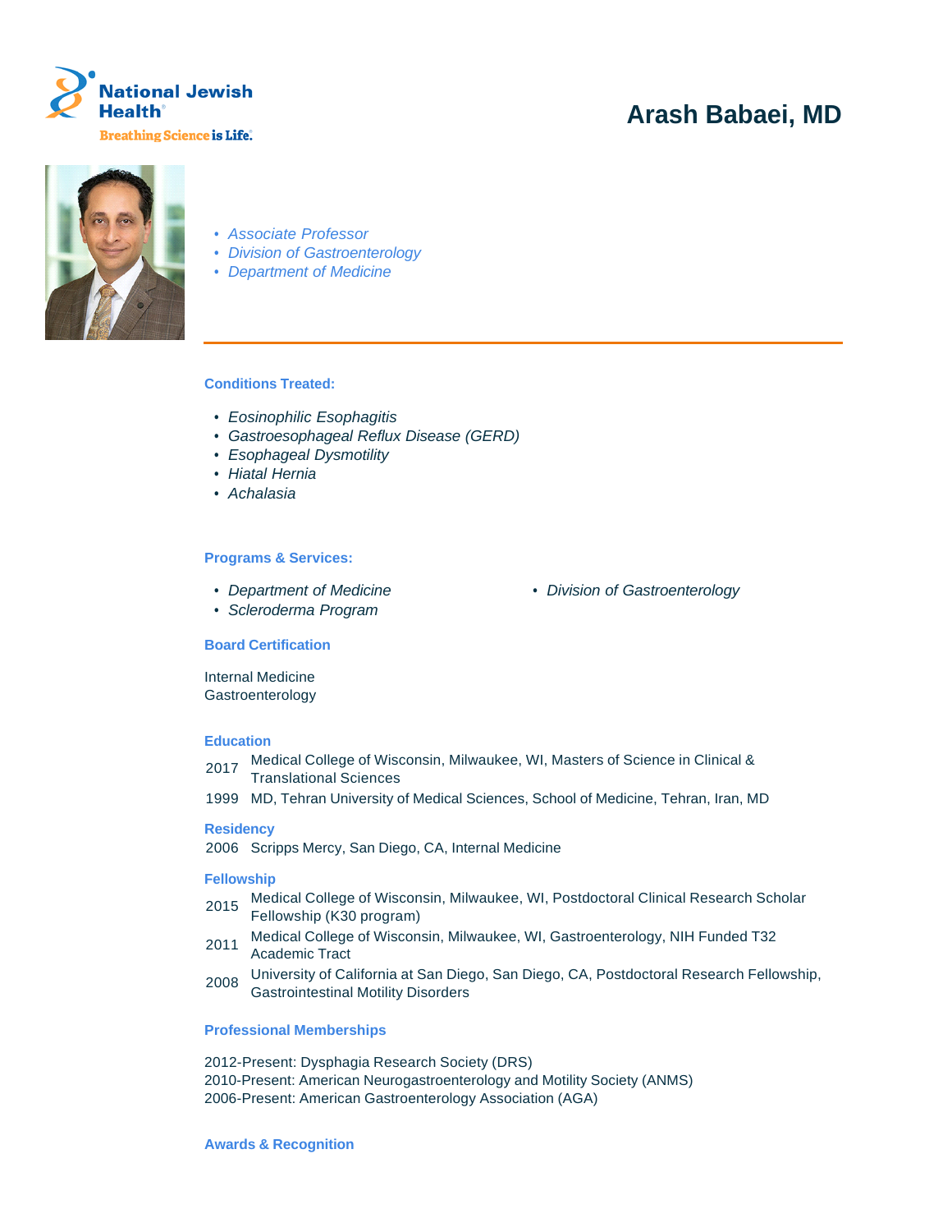National Jewish Health

Breathing Science is Life.

# Arash Babaei, MD

- *Associate Professor*
- *Division of Gastroenterology*
- *Department of Medicine*

### Conditions Treated:

- *Eosinophilic Esophagitis*
- *Gastroesophageal Reflux Disease (GERD)*
- *Esophageal Dysmotility*
- *Hiatal Hernia*
- *Achalasia*

### Programs & Services:

- *Department of Medicine*
- *Scleroderma Program*
- *Division of Gastroenterology*

### Board Certification

Internal Medicine
Gastroenterology

### Education

2017 Medical College of Wisconsin, Milwaukee, WI, Masters of Science in Clinical & Translational Sciences

1999 MD, Tehran University of Medical Sciences, School of Medicine, Tehran, Iran, MD

### Residency

2006 Scripps Mercy, San Diego, CA, Internal Medicine

### Fellowship

2015 Medical College of Wisconsin, Milwaukee, WI, Postdoctoral Clinical Research Scholar Fellowship (K30 program)

2011 Medical College of Wisconsin, Milwaukee, WI, Gastroenterology, NIH Funded T32 Academic Tract

2008 University of California at San Diego, San Diego, CA, Postdoctoral Research Fellowship, Gastrointestinal Motility Disorders

### Professional Memberships

2012-Present: Dysphagia Research Society (DRS)
2010-Present: American Neurogastroenterology and Motility Society (ANMS)
2006-Present: American Gastroenterology Association (AGA)

### Awards & Recognition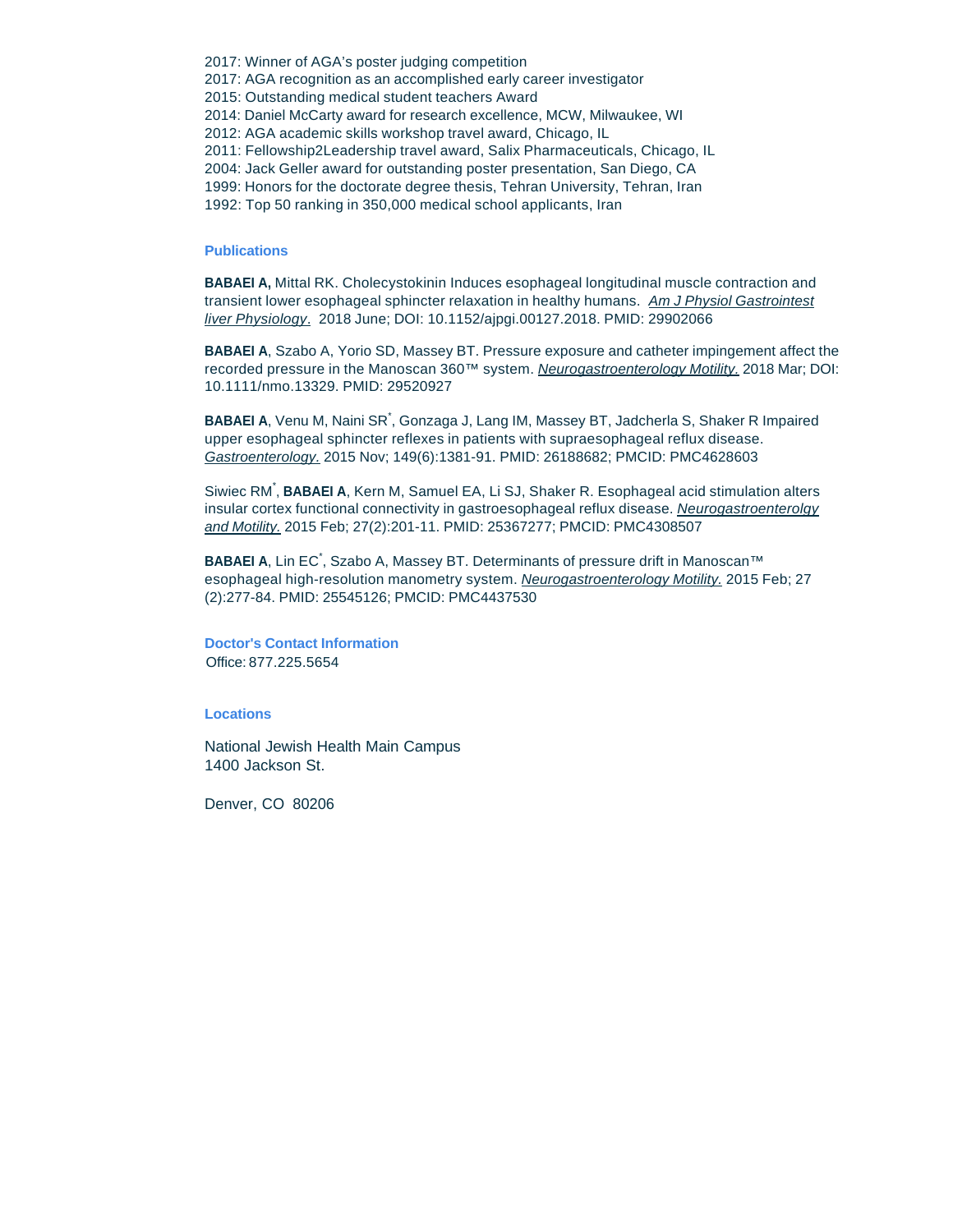2017: Winner of AGA's poster judging competition
2017: AGA recognition as an accomplished early career investigator
2015: Outstanding medical student teachers Award
2014: Daniel McCarty award for research excellence, MCW, Milwaukee, WI
2012: AGA academic skills workshop travel award, Chicago, IL
2011: Fellowship2Leadership travel award, Salix Pharmaceuticals, Chicago, IL
2004: Jack Geller award for outstanding poster presentation, San Diego, CA
1999: Honors for the doctorate degree thesis, Tehran University, Tehran, Iran
1992: Top 50 ranking in 350,000 medical school applicants, Iran

### Publications

**BABAEI A,** Mittal RK. Cholecystokinin Induces esophageal longitudinal muscle contraction and transient lower esophageal sphincter relaxation in healthy humans. *Am J Physiol Gastrointest liver Physiology*. 2018 June; DOI: 10.1152/ajpgi.00127.2018. PMID: 29902066

**BABAEI A**, Szabo A, Yorio SD, Massey BT. Pressure exposure and catheter impingement affect the recorded pressure in the Manoscan 360™ system. *Neurogastroenterology Motility*. 2018 Mar; DOI: 10.1111/nmo.13329. PMID: 29520927

**BABAEI A**, Venu M, Naini SR*, Gonzaga J, Lang IM, Massey BT, Jadcherla S, Shaker R Impaired upper esophageal sphincter reflexes in patients with supraesophageal reflux disease. *Gastroenterology.* 2015 Nov; 149(6):1381-91. PMID: 26188682; PMCID: PMC4628603

Siwiec RM*, **BABAEI A**, Kern M, Samuel EA, Li SJ, Shaker R. Esophageal acid stimulation alters insular cortex functional connectivity in gastroesophageal reflux disease. *Neurogastroenterolgy and Motility.* 2015 Feb; 27(2):201-11. PMID: 25367277; PMCID: PMC4308507

**BABAEI A**, Lin EC*, Szabo A, Massey BT. Determinants of pressure drift in Manoscan™ esophageal high-resolution manometry system. *Neurogastroenterology Motility.* 2015 Feb; 27 (2):277-84. PMID: 25545126; PMCID: PMC4437530

### Doctor's Contact Information

Office: 877.225.5654

### Locations

National Jewish Health Main Campus
1400 Jackson St.

Denver, CO 80206